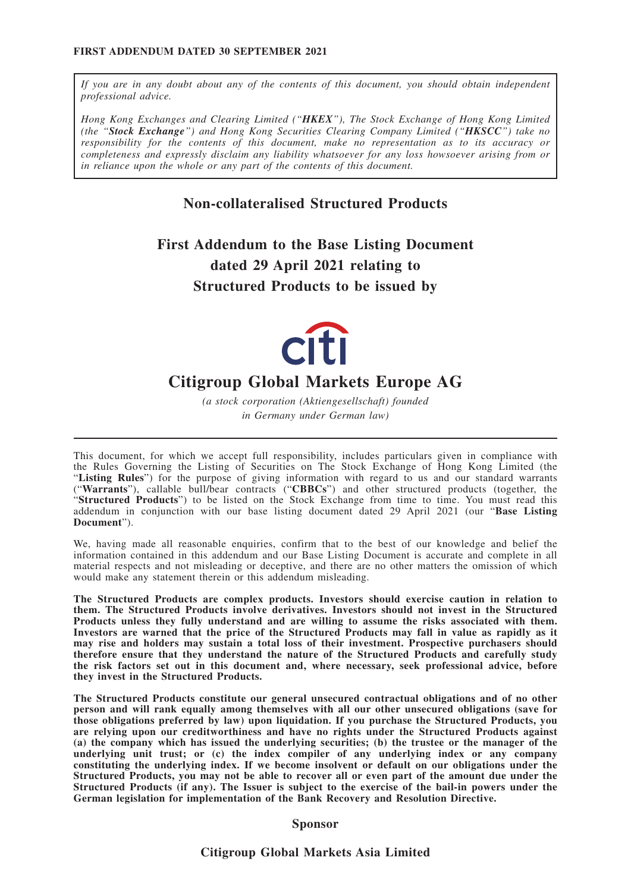**FIRST ADDENDUM DATED 30 SEPTEMBER 2021**

*If you are in any doubt about any of the contents of this document, you should obtain independent professional advice.*

*Hong Kong Exchanges and Clearing Limited ("**HKEX**"), The Stock Exchange of Hong Kong Limited (the "**Stock Exchange**") and Hong Kong Securities Clearing Company Limited ("**HKSCC**") take no responsibility for the contents of this document, make no representation as to its accuracy or completeness and expressly disclaim any liability whatsoever for any loss howsoever arising from or in reliance upon the whole or any part of the contents of this document.*

## Non-collateralised Structured Products

# First Addendum to the Base Listing Document dated 29 April 2021 relating to Structured Products to be issued by

citi

# Citigroup Global Markets Europe AG

*(a stock corporation (Aktiengesellschaft) founded in Germany under German law)*

---

This document, for which we accept full responsibility, includes particulars given in compliance with the Rules Governing the Listing of Securities on The Stock Exchange of Hong Kong Limited (the "**Listing Rules**") for the purpose of giving information with regard to us and our standard warrants ("**Warrants**"), callable bull/bear contracts ("**CBBCs**") and other structured products (together, the "**Structured Products**") to be listed on the Stock Exchange from time to time. You must read this addendum in conjunction with our base listing document dated 29 April 2021 (our "**Base Listing Document**").

We, having made all reasonable enquiries, confirm that to the best of our knowledge and belief the information contained in this addendum and our Base Listing Document is accurate and complete in all material respects and not misleading or deceptive, and there are no other matters the omission of which would make any statement therein or this addendum misleading.

**The Structured Products are complex products. Investors should exercise caution in relation to them. The Structured Products involve derivatives. Investors should not invest in the Structured Products unless they fully understand and are willing to assume the risks associated with them. Investors are warned that the price of the Structured Products may fall in value as rapidly as it may rise and holders may sustain a total loss of their investment. Prospective purchasers should therefore ensure that they understand the nature of the Structured Products and carefully study the risk factors set out in this document and, where necessary, seek professional advice, before they invest in the Structured Products.**

**The Structured Products constitute our general unsecured contractual obligations and of no other person and will rank equally among themselves with all our other unsecured obligations (save for those obligations preferred by law) upon liquidation. If you purchase the Structured Products, you are relying upon our creditworthiness and have no rights under the Structured Products against (a) the company which has issued the underlying securities; (b) the trustee or the manager of the underlying unit trust; or (c) the index compiler of any underlying index or any company constituting the underlying index. If we become insolvent or default on our obligations under the Structured Products, you may not be able to recover all or even part of the amount due under the Structured Products (if any). The Issuer is subject to the exercise of the bail-in powers under the German legislation for implementation of the Bank Recovery and Resolution Directive.**

### Sponsor

### Citigroup Global Markets Asia Limited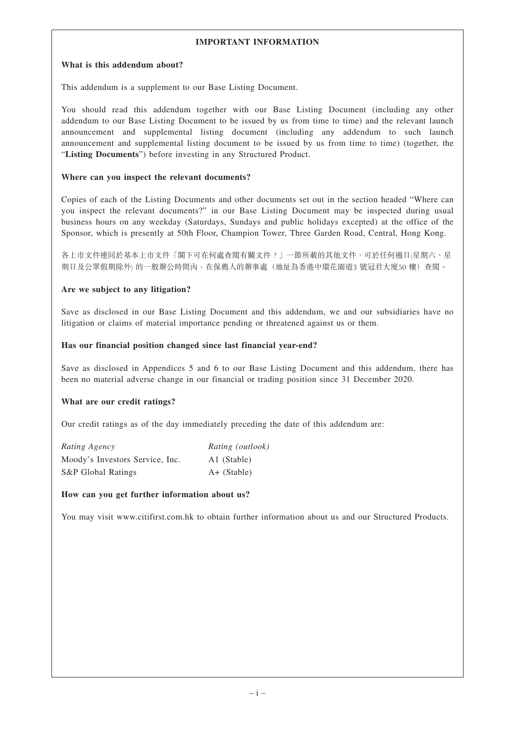# IMPORTANT INFORMATION

### What is this addendum about?

This addendum is a supplement to our Base Listing Document.

You should read this addendum together with our Base Listing Document (including any other addendum to our Base Listing Document to be issued by us from time to time) and the relevant launch announcement and supplemental listing document (including any addendum to such launch announcement and supplemental listing document to be issued by us from time to time) (together, the "**Listing Documents**") before investing in any Structured Product.

### Where can you inspect the relevant documents?

Copies of each of the Listing Documents and other documents set out in the section headed "Where can you inspect the relevant documents?" in our Base Listing Document may be inspected during usual business hours on any weekday (Saturdays, Sundays and public holidays excepted) at the office of the Sponsor, which is presently at 50th Floor, Champion Tower, Three Garden Road, Central, Hong Kong.

各上市文件連同於基本上市文件「閣下可在何處查閱有關文件？」一節所載的其他文件，可於任何週日(星期六、星期日及公眾假期除外) 的一般辦公時間內，在保薦人的辦事處（地址為香港中環花園道3 號冠君大廈50 樓）查閱。

### Are we subject to any litigation?

Save as disclosed in our Base Listing Document and this addendum, we and our subsidiaries have no litigation or claims of material importance pending or threatened against us or them.

### Has our financial position changed since last financial year-end?

Save as disclosed in Appendices 5 and 6 to our Base Listing Document and this addendum, there has been no material adverse change in our financial or trading position since 31 December 2020.

### What are our credit ratings?

Our credit ratings as of the day immediately preceding the date of this addendum are:

| *Rating Agency* | *Rating (outlook)* |
|---|---|
| Moody's Investors Service, Inc. | A1 (Stable) |
| S&P Global Ratings | A+ (Stable) |

### How can you get further information about us?

You may visit www.citifirst.com.hk to obtain further information about us and our Structured Products.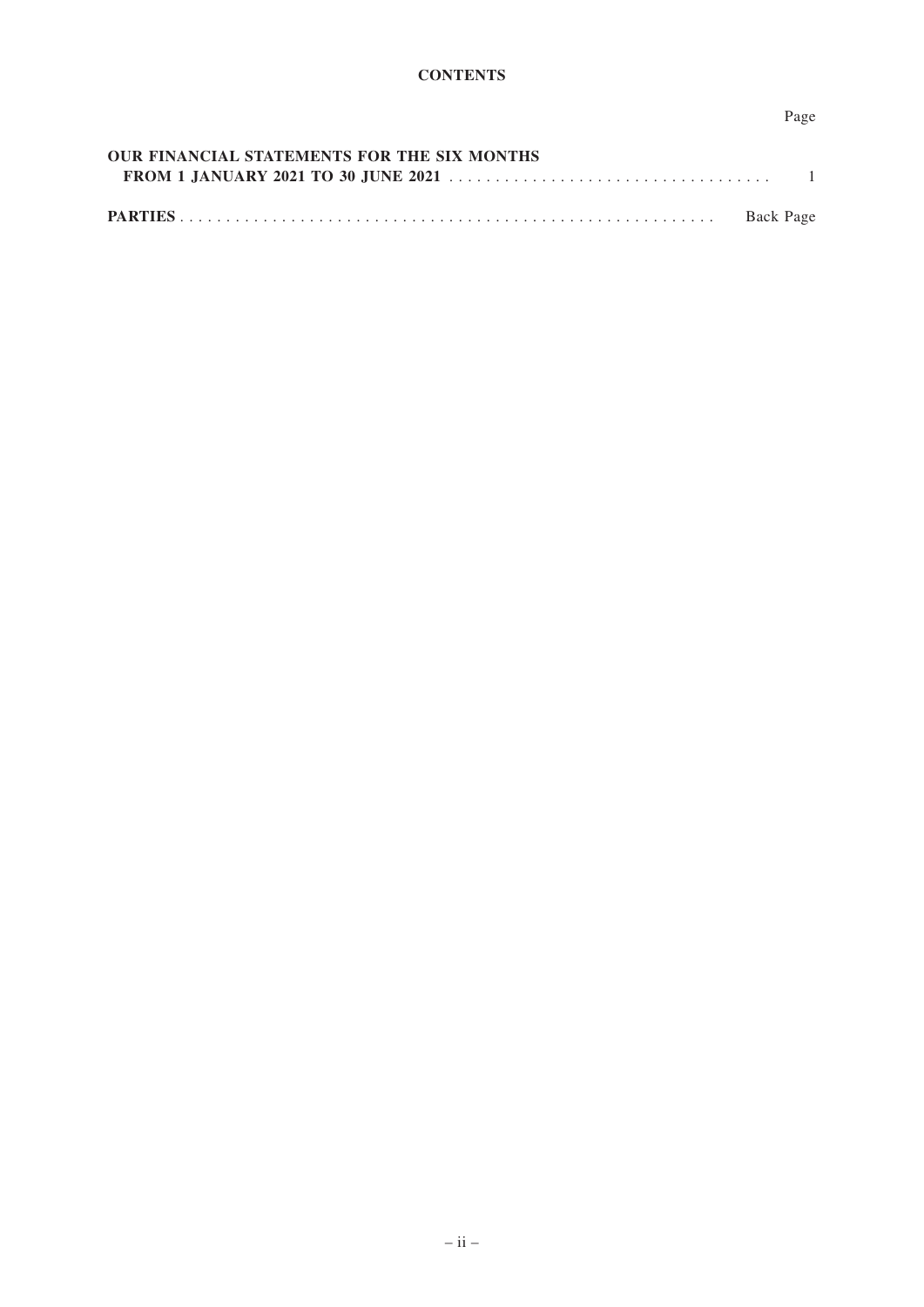**CONTENTS**

| | Page |
|---|---|
| **OUR FINANCIAL STATEMENTS FOR THE SIX MONTHS FROM 1 JANUARY 2021 TO 30 JUNE 2021** | 1 |
| **PARTIES** | Back Page |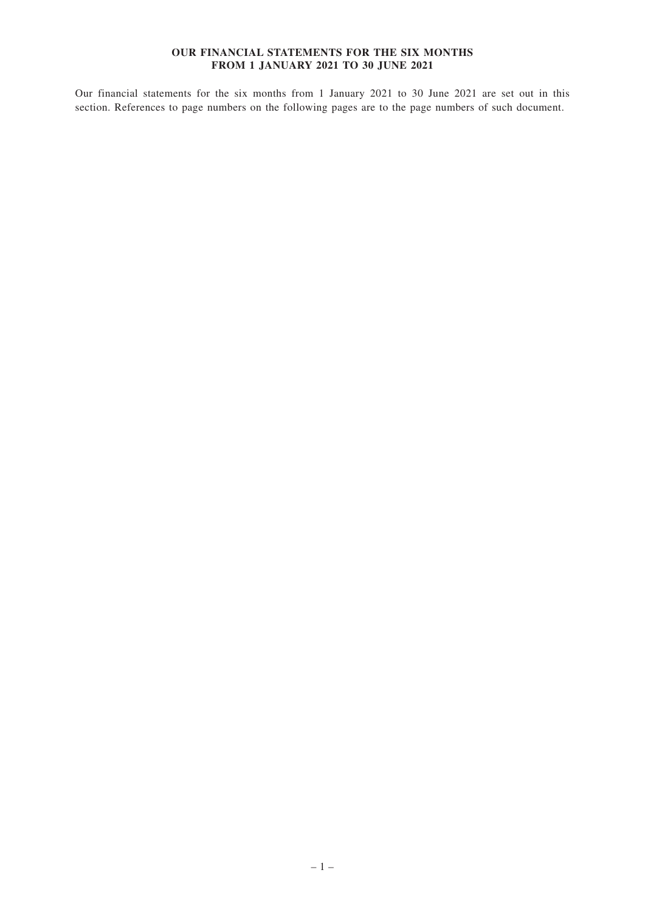# OUR FINANCIAL STATEMENTS FOR THE SIX MONTHS FROM 1 JANUARY 2021 TO 30 JUNE 2021

Our financial statements for the six months from 1 January 2021 to 30 June 2021 are set out in this section. References to page numbers on the following pages are to the page numbers of such document.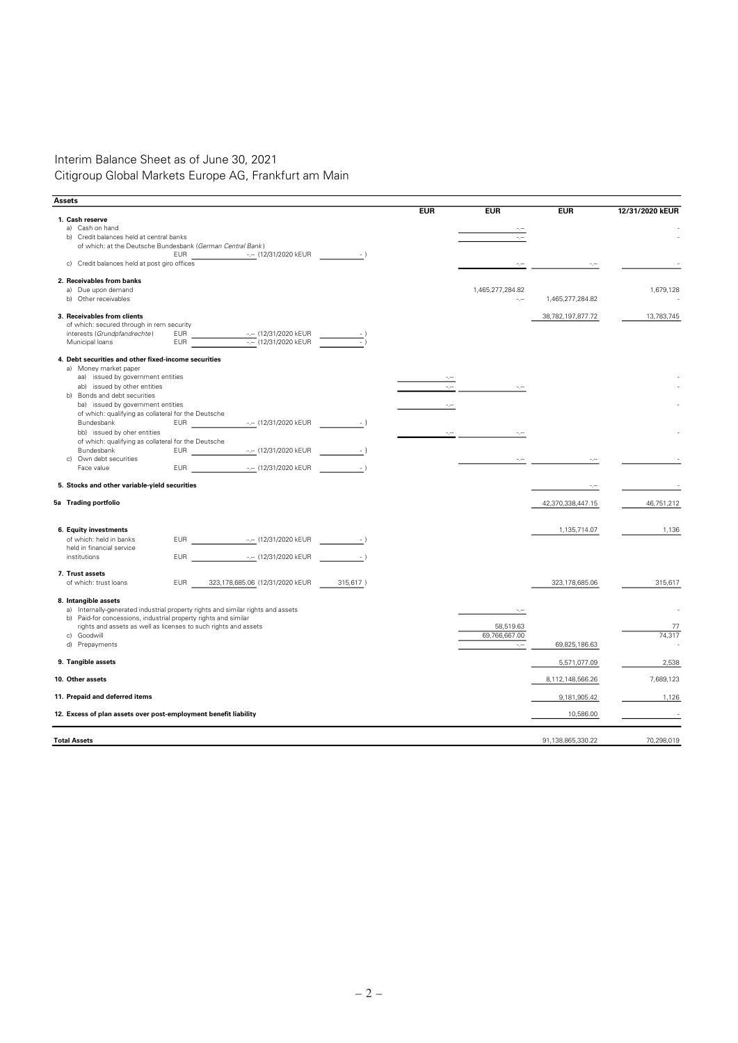# Interim Balance Sheet as of June 30, 2021

## Citigroup Global Markets Europe AG, Frankfurt am Main

| Assets | EUR | EUR | EUR | 12/31/2020 kEUR |
|---|---|---|---|---|
| **1. Cash reserve** | | | | |
| a) Cash on hand | | -.-- | | - |
| b) Credit balances held at central banks | | -.-- | | - |
| of which: at the Deutsche Bundesbank (*German Central Bank*) EUR -.-- (12/31/2020 kEUR - ) | | | | |
| c) Credit balances held at post giro offices | | -.-- | -.-- | - |
| **2. Receivables from banks** | | | | |
| a) Due upon demand | | 1,465,277,284.82 | | 1,679,128 |
| b) Other receivables | | -.-- | 1,465,277,284.82 | - |
| **3. Receivables from clients** | | | 38,782,197,877.72 | 13,783,745 |
| of which: secured through in rem security interests (*Grundpfandrechte*) EUR -.-- (12/31/2020 kEUR - ) | | | | |
| Municipal loans EUR -.-- (12/31/2020 kEUR - ) | | | | |
| **4. Debt securities and other fixed-income securities** | | | | |
| a) Money market paper | | | | |
| aa) issued by government entities | -.-- | | | - |
| ab) issued by other entities | -.-- | -.-- | | - |
| b) Bonds and debt securities | | | | |
| ba) issued by government entities | -.-- | | | - |
| of which: qualifying as collateral for the Deutsche Bundesbank EUR -.-- (12/31/2020 kEUR - ) | | | | |
| bb) issued by oher entities | -.-- | -.-- | | - |
| of which: qualifying as collateral for the Deutsche Bundesbank EUR -.-- (12/31/2020 kEUR - ) | | | | |
| c) Own debt securities | | -.-- | -.-- | - |
| Face value EUR -.-- (12/31/2020 kEUR - ) | | | | |
| **5. Stocks and other variable-yield securities** | | | -.-- | - |
| **5a Trading portfolio** | | | 42,370,338,447.15 | 46,751,212 |
| **6. Equity investments** | | | 1,135,714.07 | 1,136 |
| of which: held in banks EUR -.-- (12/31/2020 kEUR - ) | | | | |
| held in financial service institutions EUR -.-- (12/31/2020 kEUR - ) | | | | |
| **7. Trust assets** | | | 323,178,685.06 | 315,617 |
| of which: trust loans EUR 323,178,685.06 (12/31/2020 kEUR 315,617 ) | | | | |
| **8. Intangible assets** | | | | |
| a) Internally-generated industrial property rights and similar rights and assets | | -.-- | | - |
| b) Paid-for concessions, industrial property rights and similar rights and assets as well as licenses to such rights and assets | | 58,519.63 | | 77 |
| c) Goodwill | | 69,766,667.00 | | 74,317 |
| d) Prepayments | | -.-- | 69,825,186.63 | - |
| **9. Tangible assets** | | | 5,571,077.09 | 2,538 |
| **10. Other assets** | | | 8,112,148,566.26 | 7,689,123 |
| **11. Prepaid and deferred items** | | | 9,181,905.42 | 1,126 |
| **12. Excess of plan assets over post-employment benefit liability** | | | 10,586.00 | - |
| **Total Assets** | | | 91,138,865,330.22 | 70,298,019 |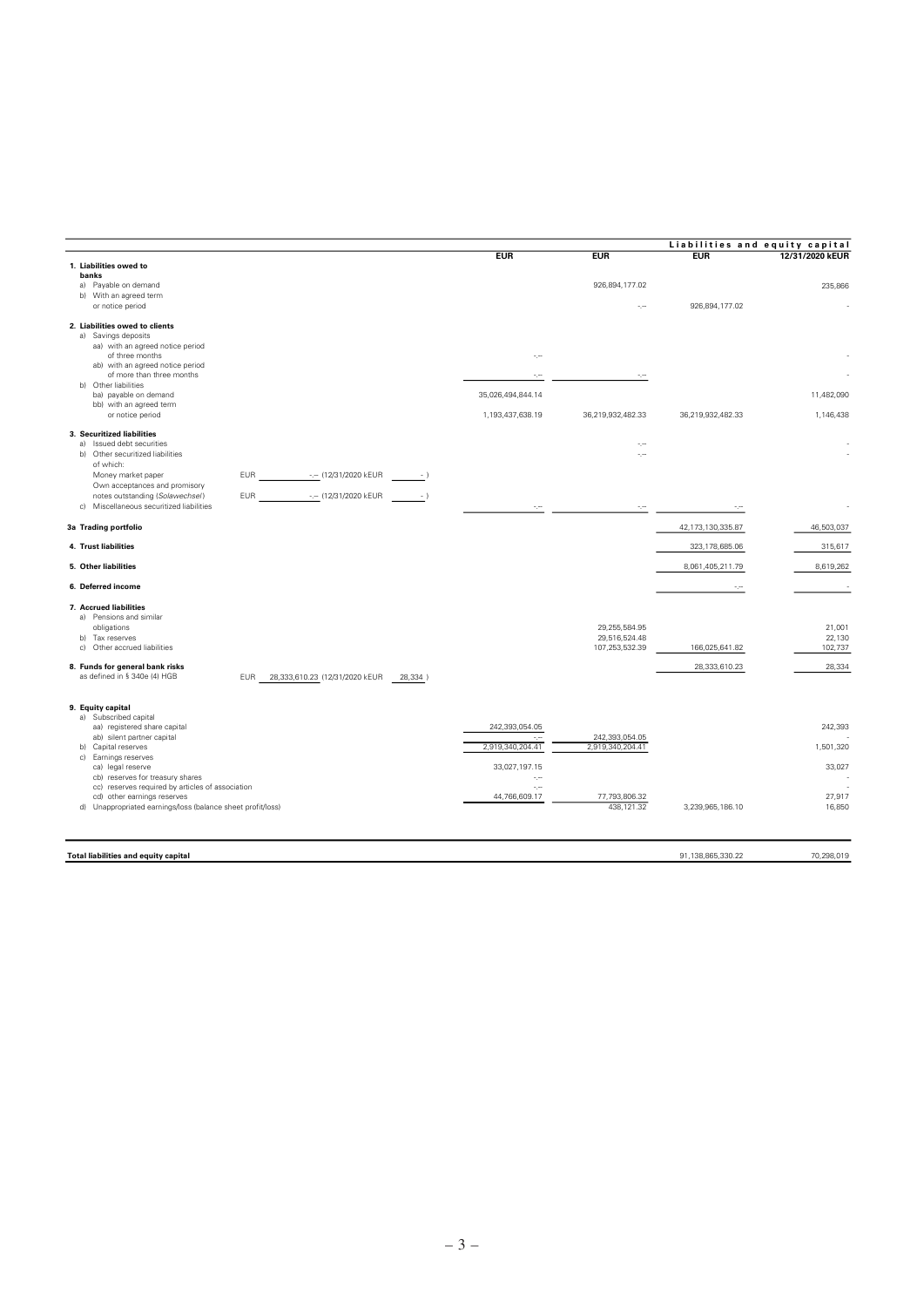| | EUR | EUR | EUR | Liabilities and equity capital 12/31/2020 kEUR |
|---|---|---|---|---|
| **1. Liabilities owed to banks** | | | | |
| a) Payable on demand | | 926,894,177.02 | | 235,866 |
| b) With an agreed term or notice period | | -.-- | 926,894,177.02 | - |
| **2. Liabilities owed to clients** | | | | |
| a) Savings deposits | | | | |
| aa) with an agreed notice period of three months | -.-- | | | - |
| ab) with an agreed notice period of more than three months | -.-- | -.-- | | - |
| b) Other liabilities | | | | |
| ba) payable on demand | 35,026,494,844.14 | | | 11,482,090 |
| bb) with an agreed term or notice period | 1,193,437,638.19 | 36,219,932,482.33 | 36,219,932,482.33 | 1,146,438 |
| **3. Securitized liabilities** | | | | |
| a) Issued debt securities | | -.-- | | - |
| b) Other securitized liabilities | | -.-- | | - |
| of which: | | | | |
| Money market paper EUR -.-- (12/31/2020 kEUR -) | | | | |
| Own acceptances and promisory notes outstanding (*Solawechsel*) EUR -.-- (12/31/2020 kEUR -) | | | | |
| c) Miscellaneous securitized liabilities | -.-- | -.-- | -.-- | - |
| **3a Trading portfolio** | | | 42,173,130,335.87 | 46,503,037 |
| **4. Trust liabilities** | | | 323,178,685.06 | 315,617 |
| **5. Other liabilities** | | | 8,061,405,211.79 | 8,619,262 |
| **6. Deferred income** | | | -.-- | - |
| **7. Accrued liabilities** | | | | |
| a) Pensions and similar obligations | | 29,255,584.95 | | 21,001 |
| b) Tax reserves | | 29,516,524.48 | | 22,130 |
| c) Other accrued liabilities | | 107,253,532.39 | 166,025,641.82 | 102,737 |
| **8. Funds for general bank risks** as defined in § 340e (4) HGB EUR 28,333,610.23 (12/31/2020 kEUR 28,334) | | | 28,333,610.23 | 28,334 |
| **9. Equity capital** | | | | |
| a) Subscribed capital | | | | |
| aa) registered share capital | 242,393,054.05 | | | 242,393 |
| ab) silent partner capital | -.-- | 242,393,054.05 | | - |
| b) Capital reserves | 2,919,340,204.41 | 2,919,340,204.41 | | 1,501,320 |
| c) Earnings reserves | | | | |
| ca) legal reserve | 33,027,197.15 | | | 33,027 |
| cb) reserves for treasury shares | -.-- | | | - |
| cc) reserves required by articles of association | -.-- | | | - |
| cd) other earnings reserves | 44,766,609.17 | 77,793,806.32 | | 27,917 |
| d) Unappropriated earnings/loss (balance sheet profit/loss) | | 438,121.32 | 3,239,965,186.10 | 16,850 |
| **Total liabilities and equity capital** | | | 91,138,865,330.22 | 70,298,019 |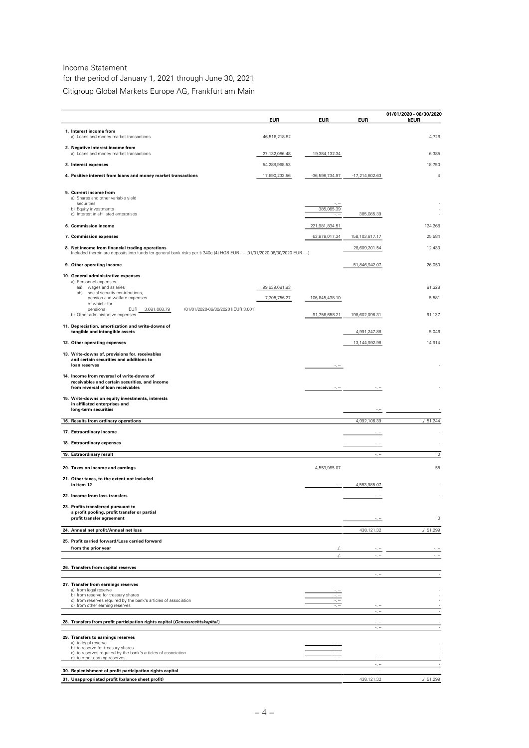# Income Statement

for the period of January 1, 2021 through June 30, 2021

Citigroup Global Markets Europe AG, Frankfurt am Main

| | EUR | EUR | EUR | 01/01/2020 - 06/30/2020 kEUR |
|---|---|---|---|---|
| **1. Interest income from** | | | | |
| a) Loans and money market transactions | 46,516,218.82 | | | 4,726 |
| **2. Negative interest income from** | | | | |
| a) Loans and money market transactions | 27,132,086.48 | 19,384,132.34 | | 6,385 |
| **3. Interest expenses** | 54,288,968.53 | | | 18,750 |
| **4. Positive interest from loans and money market transactions** | 17,690,233.56 | -36,598,734.97 | -17,214,602.63 | 4 |
| **5. Current income from** | | | | |
| a) Shares and other variable yield securities | | -.– | | - |
| b) Equity investments | | 385,085.39 | | - |
| c) Interest in affiliated enterprises | | -.– | 385,085.39 | - |
| **6. Commission income** | | 221,981,834.51 | | 124,268 |
| **7. Commission expenses** | | 63,878,017.34 | 158,103,817.17 | 25,584 |
| **8. Net income from financial trading operations** | | | 28,609,201.54 | 12,433 |
| Included therein are deposits into funds for general bank risks per § 340e (4) HGB EUR -.– (01/01/2020-06/30/2020 EUR -.–) | | | | |
| **9. Other operating income** | | | 51,846,942.07 | 26,050 |
| **10. General administrative expenses** | | | | |
| a) Personnel expenses | | | | |
| aa) wages and salaries | 99,639,681.83 | | | 81,328 |
| ab) social security contributions, pension and welfare expenses | 7,205,756.27 | 106,845,438.10 | | 5,581 |
| of which: for pensions EUR 3,681,068.79 (01/01/2020-06/30/2020 kEUR 3,001) | | | | |
| b) Other administrative expenses | | 91,756,658.21 | 198,602,096.31 | 61,137 |
| **11. Depreciation, amortization and write-downs of tangible and intangible assets** | | | 4,991,247.88 | 5,046 |
| **12. Other operating expenses** | | | 13,144,992.96 | 14,914 |
| **13. Write-downs of, provisions for, receivables and certain securities and additions to loan reserves** | | -.– | | - |
| **14. Income from reversal of write-downs of receivables and certain securities, and income from reversal of loan receivables** | | -.– | -.– | - |
| **15. Write-downs on equity investments, interests in affiliated enterprises and long-term securities** | | | -.– | - |
| **16. Results from ordinary operations** | | | 4,992,106.39 | ./. 51,244 |
| **17. Extraordinary income** | | | -.– | - |
| **18. Extraordinary expenses** | | | -.– | - |
| **19. Extraordinary result** | | | -.– | 0 |
| **20. Taxes on income and earnings** | | 4,553,985.07 | | 55 |
| **21. Other taxes, to the extent not included in item 12** | | -.– | 4,553,985.07 | - |
| **22. Income from loss transfers** | | | -.– | - |
| **23. Profits transferred pursuant to a profit pooling, profit transfer or partial profit transfer agreement** | | | -.– | 0 |
| **24. Annual net profit/Annual net loss** | | | 438,121.32 | ./. 51,299 |
| **25. Profit carried forward/Loss carried forward from the prior year** | | ./. | -.– | -.– |
| | | ./. | -.– | -.– |
| **26. Transfers from capital reserves** | | | -.– | - |
| **27. Transfer from earnings reserves** | | | | |
| a) from legal reserve | | -.– | | - |
| b) from reserve for treasury shares | | -.– | | - |
| c) from reserves required by the bank's articles of association | | -.– | | - |
| d) from other earning reserves | | -.– | -.– | - |
| | | | -.– | - |
| **28. Transfers from profit participation rights capital (*Genussrechtskapital*)** | | | -.– | - |
| | | | -.– | - |
| **29. Transfers to earnings reserves** | | | | |
| a) to legal reserve | | -.– | | - |
| b) to reserve for treasury shares | | -.– | | - |
| c) to reserves required by the bank's articles of association | | -.– | | - |
| d) to other earning reserves | | -.– | -.– | - |
| | | | -.– | - |
| **30. Replenishment of profit participation rights capital** | | | -.– | - |
| **31. Unappropriated profit (balance sheet profit)** | | | 438,121.32 | ./. 51,299 |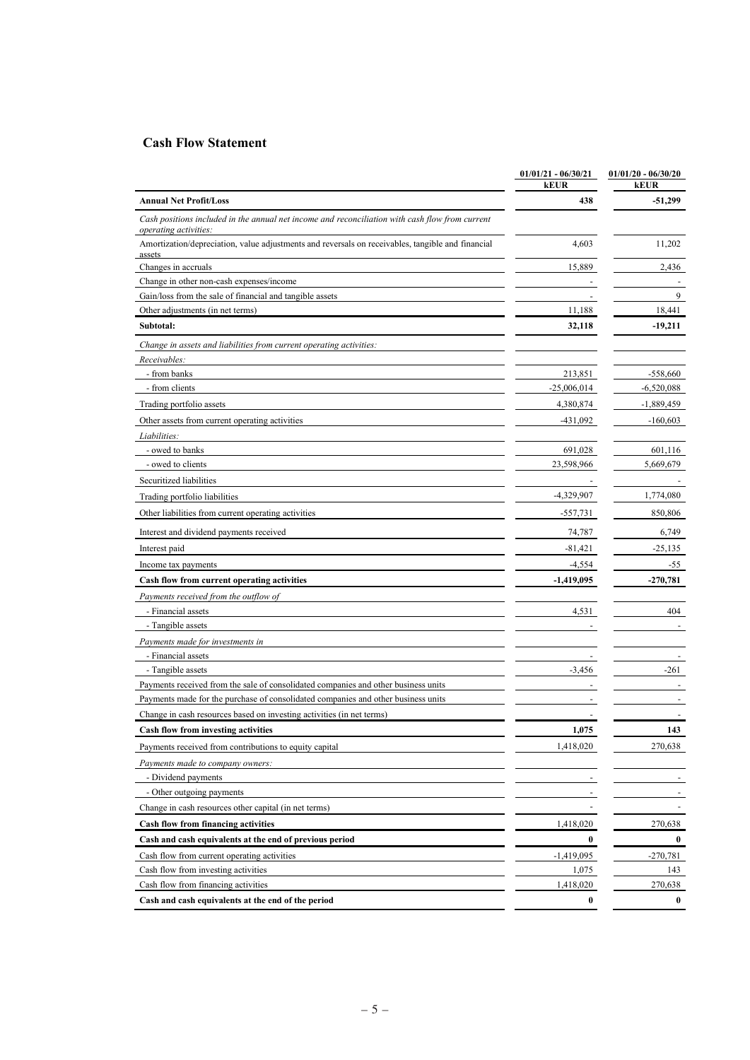## Cash Flow Statement

| | 01/01/21 - 06/30/21 kEUR | 01/01/20 - 06/30/20 kEUR |
|---|---|---|
| **Annual Net Profit/Loss** | **438** | **-51,299** |
| *Cash positions included in the annual net income and reconciliation with cash flow from current operating activities:* | | |
| Amortization/depreciation, value adjustments and reversals on receivables, tangible and financial assets | 4,603 | 11,202 |
| Changes in accruals | 15,889 | 2,436 |
| Change in other non-cash expenses/income | - | - |
| Gain/loss from the sale of financial and tangible assets | - | 9 |
| Other adjustments (in net terms) | 11,188 | 18,441 |
| **Subtotal:** | **32,118** | **-19,211** |
| *Change in assets and liabilities from current operating activities:* | | |
| *Receivables:* | | |
| - from banks | 213,851 | -558,660 |
| - from clients | -25,006,014 | -6,520,088 |
| Trading portfolio assets | 4,380,874 | -1,889,459 |
| Other assets from current operating activities | -431,092 | -160,603 |
| *Liabilities:* | | |
| - owed to banks | 691,028 | 601,116 |
| - owed to clients | 23,598,966 | 5,669,679 |
| Securitized liabilities | - | - |
| Trading portfolio liabilities | -4,329,907 | 1,774,080 |
| Other liabilities from current operating activities | -557,731 | 850,806 |
| Interest and dividend payments received | 74,787 | 6,749 |
| Interest paid | -81,421 | -25,135 |
| Income tax payments | -4,554 | -55 |
| **Cash flow from current operating activities** | **-1,419,095** | **-270,781** |
| *Payments received from the outflow of* | | |
| - Financial assets | 4,531 | 404 |
| - Tangible assets | - | - |
| *Payments made for investments in* | | |
| - Financial assets | - | - |
| - Tangible assets | -3,456 | -261 |
| Payments received from the sale of consolidated companies and other business units | - | - |
| Payments made for the purchase of consolidated companies and other business units | - | - |
| Change in cash resources based on investing activities (in net terms) | - | - |
| **Cash flow from investing activities** | **1,075** | **143** |
| Payments received from contributions to equity capital | 1,418,020 | 270,638 |
| *Payments made to company owners:* | | |
| - Dividend payments | - | - |
| - Other outgoing payments | - | - |
| Change in cash resources other capital (in net terms) | - | - |
| **Cash flow from financing activities** | 1,418,020 | 270,638 |
| **Cash and cash equivalents at the end of previous period** | **0** | **0** |
| Cash flow from current operating activities | -1,419,095 | -270,781 |
| Cash flow from investing activities | 1,075 | 143 |
| Cash flow from financing activities | 1,418,020 | 270,638 |
| **Cash and cash equivalents at the end of the period** | **0** | **0** |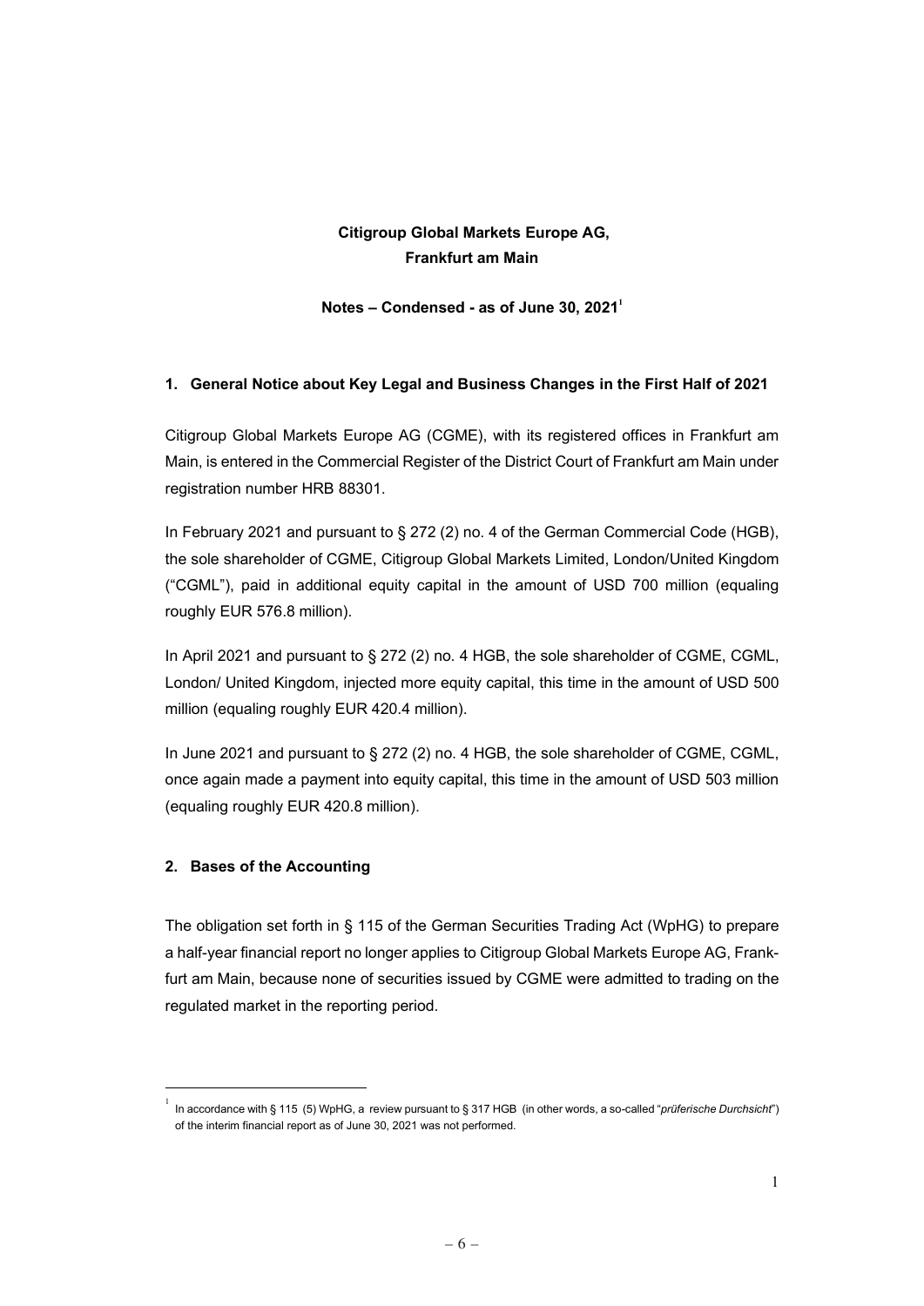**Citigroup Global Markets Europe AG,**
**Frankfurt am Main**

**Notes – Condensed - as of June 30, 2021[1]**

## 1. General Notice about Key Legal and Business Changes in the First Half of 2021

Citigroup Global Markets Europe AG (CGME), with its registered offices in Frankfurt am Main, is entered in the Commercial Register of the District Court of Frankfurt am Main under registration number HRB 88301.

In February 2021 and pursuant to § 272 (2) no. 4 of the German Commercial Code (HGB), the sole shareholder of CGME, Citigroup Global Markets Limited, London/United Kingdom ("CGML"), paid in additional equity capital in the amount of USD 700 million (equaling roughly EUR 576.8 million).

In April 2021 and pursuant to § 272 (2) no. 4 HGB, the sole shareholder of CGME, CGML, London/ United Kingdom, injected more equity capital, this time in the amount of USD 500 million (equaling roughly EUR 420.4 million).

In June 2021 and pursuant to § 272 (2) no. 4 HGB, the sole shareholder of CGME, CGML, once again made a payment into equity capital, this time in the amount of USD 503 million (equaling roughly EUR 420.8 million).

## 2. Bases of the Accounting

The obligation set forth in § 115 of the German Securities Trading Act (WpHG) to prepare a half-year financial report no longer applies to Citigroup Global Markets Europe AG, Frankfurt am Main, because none of securities issued by CGME were admitted to trading on the regulated market in the reporting period.

---

[1] In accordance with § 115 (5) WpHG, a review pursuant to § 317 HGB (in other words, a so-called "*prüferische Durchsicht*") of the interim financial report as of June 30, 2021 was not performed.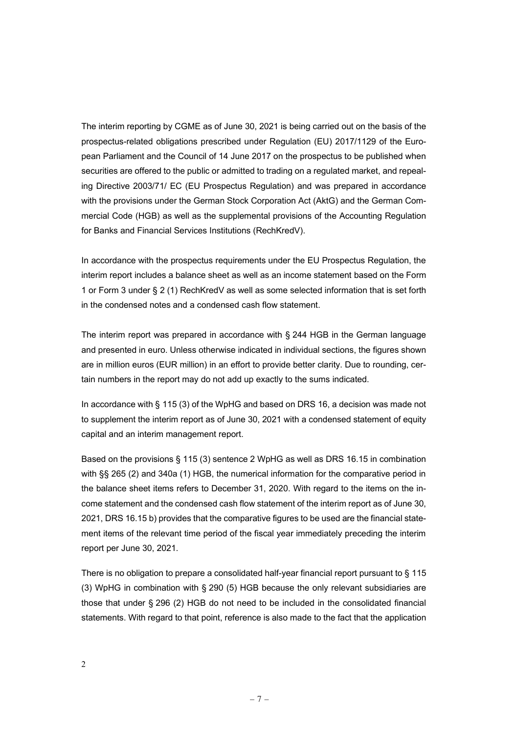The interim reporting by CGME as of June 30, 2021 is being carried out on the basis of the prospectus-related obligations prescribed under Regulation (EU) 2017/1129 of the European Parliament and the Council of 14 June 2017 on the prospectus to be published when securities are offered to the public or admitted to trading on a regulated market, and repealing Directive 2003/71/ EC (EU Prospectus Regulation) and was prepared in accordance with the provisions under the German Stock Corporation Act (AktG) and the German Commercial Code (HGB) as well as the supplemental provisions of the Accounting Regulation for Banks and Financial Services Institutions (RechKredV).

In accordance with the prospectus requirements under the EU Prospectus Regulation, the interim report includes a balance sheet as well as an income statement based on the Form 1 or Form 3 under § 2 (1) RechKredV as well as some selected information that is set forth in the condensed notes and a condensed cash flow statement.

The interim report was prepared in accordance with § 244 HGB in the German language and presented in euro. Unless otherwise indicated in individual sections, the figures shown are in million euros (EUR million) in an effort to provide better clarity. Due to rounding, certain numbers in the report may do not add up exactly to the sums indicated.

In accordance with § 115 (3) of the WpHG and based on DRS 16, a decision was made not to supplement the interim report as of June 30, 2021 with a condensed statement of equity capital and an interim management report.

Based on the provisions § 115 (3) sentence 2 WpHG as well as DRS 16.15 in combination with §§ 265 (2) and 340a (1) HGB, the numerical information for the comparative period in the balance sheet items refers to December 31, 2020. With regard to the items on the income statement and the condensed cash flow statement of the interim report as of June 30, 2021, DRS 16.15 b) provides that the comparative figures to be used are the financial statement items of the relevant time period of the fiscal year immediately preceding the interim report per June 30, 2021.

There is no obligation to prepare a consolidated half-year financial report pursuant to § 115 (3) WpHG in combination with § 290 (5) HGB because the only relevant subsidiaries are those that under § 296 (2) HGB do not need to be included in the consolidated financial statements. With regard to that point, reference is also made to the fact that the application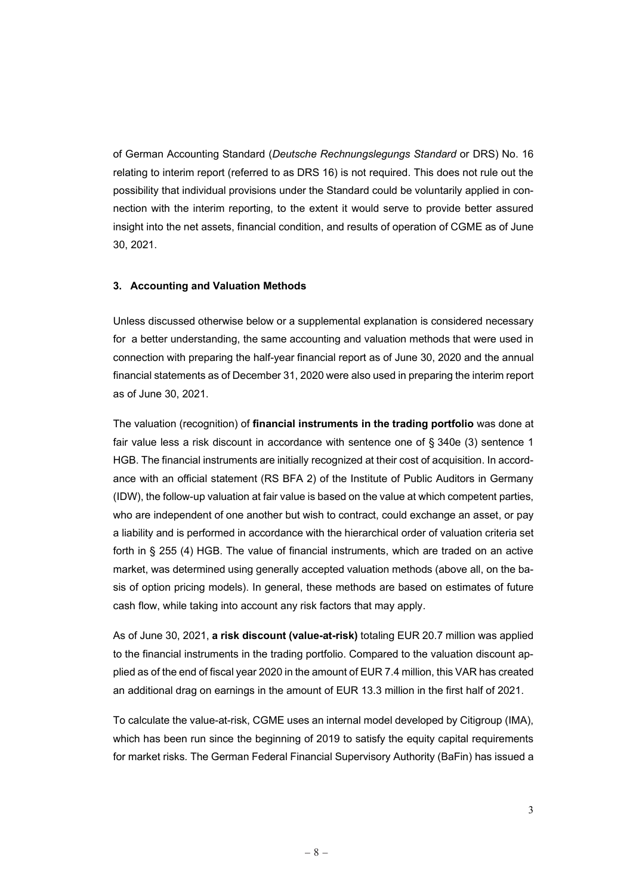of German Accounting Standard (*Deutsche Rechnungslegungs Standard* or DRS) No. 16 relating to interim report (referred to as DRS 16) is not required. This does not rule out the possibility that individual provisions under the Standard could be voluntarily applied in connection with the interim reporting, to the extent it would serve to provide better assured insight into the net assets, financial condition, and results of operation of CGME as of June 30, 2021.

### 3. Accounting and Valuation Methods

Unless discussed otherwise below or a supplemental explanation is considered necessary for a better understanding, the same accounting and valuation methods that were used in connection with preparing the half-year financial report as of June 30, 2020 and the annual financial statements as of December 31, 2020 were also used in preparing the interim report as of June 30, 2021.

The valuation (recognition) of **financial instruments in the trading portfolio** was done at fair value less a risk discount in accordance with sentence one of § 340e (3) sentence 1 HGB. The financial instruments are initially recognized at their cost of acquisition. In accordance with an official statement (RS BFA 2) of the Institute of Public Auditors in Germany (IDW), the follow-up valuation at fair value is based on the value at which competent parties, who are independent of one another but wish to contract, could exchange an asset, or pay a liability and is performed in accordance with the hierarchical order of valuation criteria set forth in § 255 (4) HGB. The value of financial instruments, which are traded on an active market, was determined using generally accepted valuation methods (above all, on the basis of option pricing models). In general, these methods are based on estimates of future cash flow, while taking into account any risk factors that may apply.

As of June 30, 2021, **a risk discount (value-at-risk)** totaling EUR 20.7 million was applied to the financial instruments in the trading portfolio. Compared to the valuation discount applied as of the end of fiscal year 2020 in the amount of EUR 7.4 million, this VAR has created an additional drag on earnings in the amount of EUR 13.3 million in the first half of 2021.

To calculate the value-at-risk, CGME uses an internal model developed by Citigroup (IMA), which has been run since the beginning of 2019 to satisfy the equity capital requirements for market risks. The German Federal Financial Supervisory Authority (BaFin) has issued a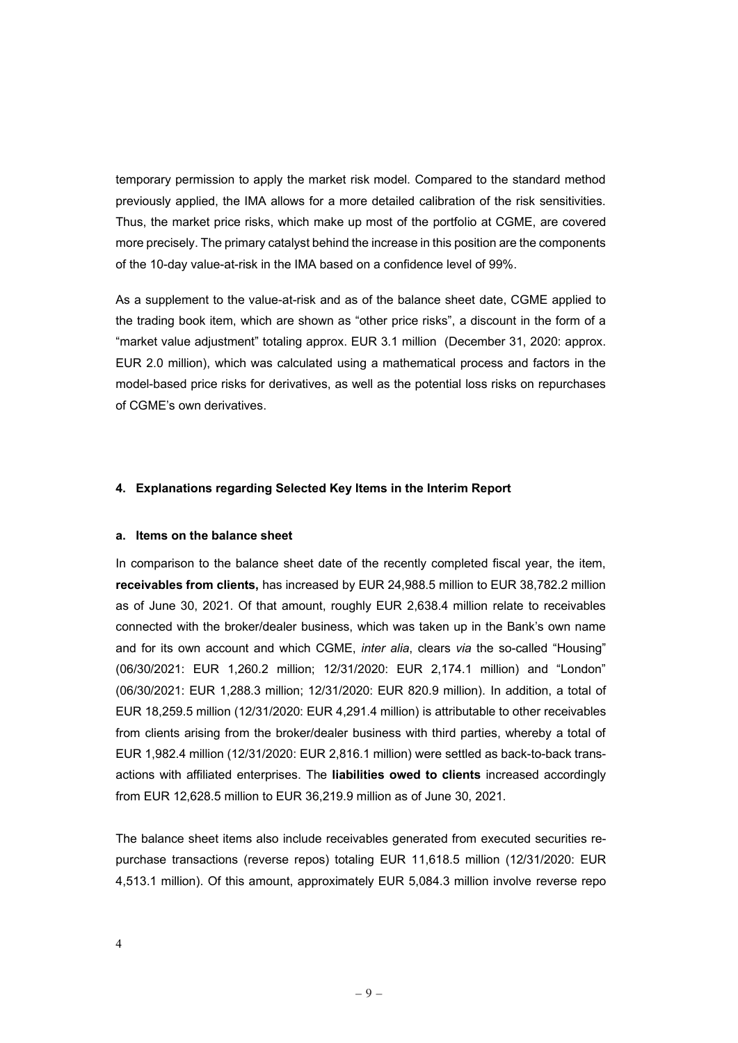temporary permission to apply the market risk model. Compared to the standard method previously applied, the IMA allows for a more detailed calibration of the risk sensitivities. Thus, the market price risks, which make up most of the portfolio at CGME, are covered more precisely. The primary catalyst behind the increase in this position are the components of the 10-day value-at-risk in the IMA based on a confidence level of 99%.

As a supplement to the value-at-risk and as of the balance sheet date, CGME applied to the trading book item, which are shown as "other price risks", a discount in the form of a "market value adjustment" totaling approx. EUR 3.1 million (December 31, 2020: approx. EUR 2.0 million), which was calculated using a mathematical process and factors in the model-based price risks for derivatives, as well as the potential loss risks on repurchases of CGME's own derivatives.

#### 4. Explanations regarding Selected Key Items in the Interim Report

##### a. Items on the balance sheet

In comparison to the balance sheet date of the recently completed fiscal year, the item, **receivables from clients,** has increased by EUR 24,988.5 million to EUR 38,782.2 million as of June 30, 2021. Of that amount, roughly EUR 2,638.4 million relate to receivables connected with the broker/dealer business, which was taken up in the Bank's own name and for its own account and which CGME, *inter alia*, clears *via* the so-called "Housing" (06/30/2021: EUR 1,260.2 million; 12/31/2020: EUR 2,174.1 million) and "London" (06/30/2021: EUR 1,288.3 million; 12/31/2020: EUR 820.9 million). In addition, a total of EUR 18,259.5 million (12/31/2020: EUR 4,291.4 million) is attributable to other receivables from clients arising from the broker/dealer business with third parties, whereby a total of EUR 1,982.4 million (12/31/2020: EUR 2,816.1 million) were settled as back-to-back transactions with affiliated enterprises. The **liabilities owed to clients** increased accordingly from EUR 12,628.5 million to EUR 36,219.9 million as of June 30, 2021.

The balance sheet items also include receivables generated from executed securities repurchase transactions (reverse repos) totaling EUR 11,618.5 million (12/31/2020: EUR 4,513.1 million). Of this amount, approximately EUR 5,084.3 million involve reverse repo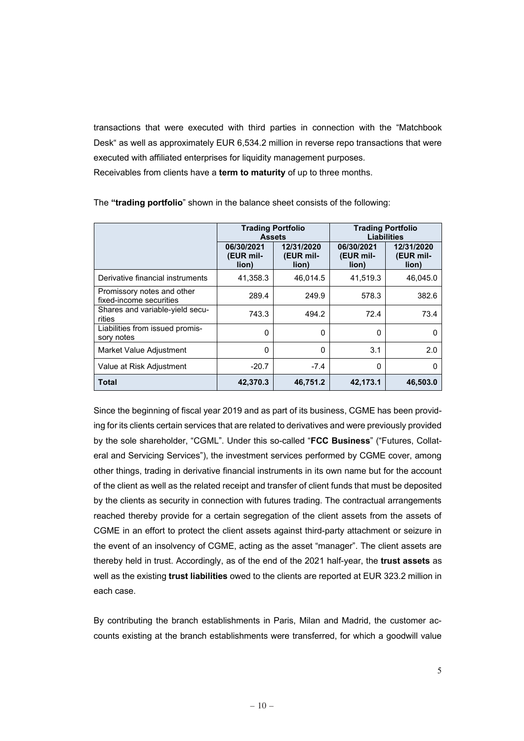transactions that were executed with third parties in connection with the "Matchbook Desk" as well as approximately EUR 6,534.2 million in reverse repo transactions that were executed with affiliated enterprises for liquidity management purposes.
Receivables from clients have a **term to maturity** of up to three months.

The **"trading portfolio**" shown in the balance sheet consists of the following:

| | Trading Portfolio Assets | | Trading Portfolio Liabilities | |
|---|---|---|---|---|
| | 06/30/2021 (EUR million) | 12/31/2020 (EUR million) | 06/30/2021 (EUR million) | 12/31/2020 (EUR million) |
| Derivative financial instruments | 41,358.3 | 46,014.5 | 41,519.3 | 46,045.0 |
| Promissory notes and other fixed-income securities | 289.4 | 249.9 | 578.3 | 382.6 |
| Shares and variable-yield securities | 743.3 | 494.2 | 72.4 | 73.4 |
| Liabilities from issued promissory notes | 0 | 0 | 0 | 0 |
| Market Value Adjustment | 0 | 0 | 3.1 | 2.0 |
| Value at Risk Adjustment | -20.7 | -7.4 | 0 | 0 |
| **Total** | **42,370.3** | **46,751.2** | **42,173.1** | **46,503.0** |

Since the beginning of fiscal year 2019 and as part of its business, CGME has been providing for its clients certain services that are related to derivatives and were previously provided by the sole shareholder, "CGML". Under this so-called "**FCC Business**" ("Futures, Collateral and Servicing Services"), the investment services performed by CGME cover, among other things, trading in derivative financial instruments in its own name but for the account of the client as well as the related receipt and transfer of client funds that must be deposited by the clients as security in connection with futures trading. The contractual arrangements reached thereby provide for a certain segregation of the client assets from the assets of CGME in an effort to protect the client assets against third-party attachment or seizure in the event of an insolvency of CGME, acting as the asset "manager". The client assets are thereby held in trust. Accordingly, as of the end of the 2021 half-year, the **trust assets** as well as the existing **trust liabilities** owed to the clients are reported at EUR 323.2 million in each case.

By contributing the branch establishments in Paris, Milan and Madrid, the customer accounts existing at the branch establishments were transferred, for which a goodwill value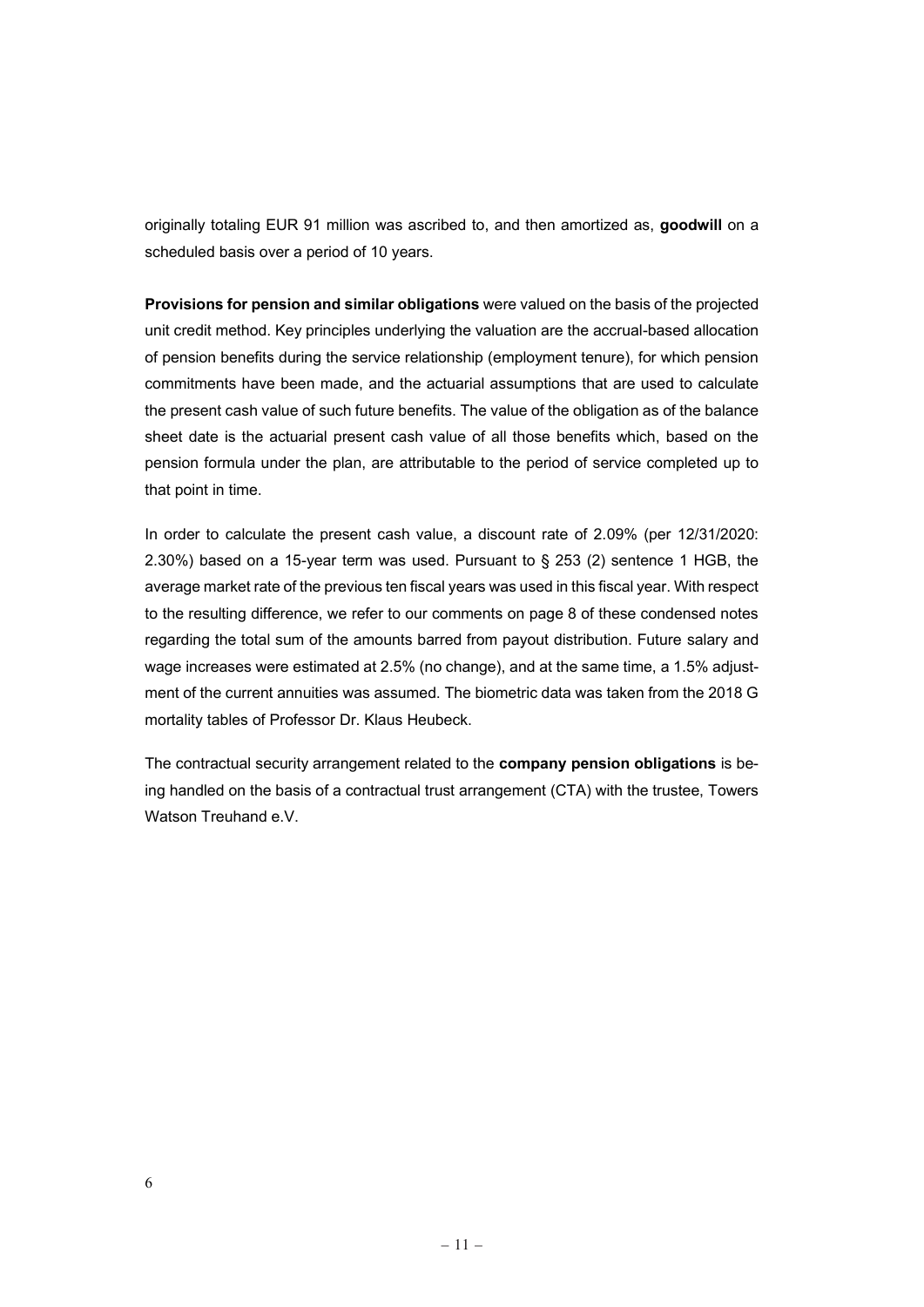originally totaling EUR 91 million was ascribed to, and then amortized as, **goodwill** on a scheduled basis over a period of 10 years.

**Provisions for pension and similar obligations** were valued on the basis of the projected unit credit method. Key principles underlying the valuation are the accrual-based allocation of pension benefits during the service relationship (employment tenure), for which pension commitments have been made, and the actuarial assumptions that are used to calculate the present cash value of such future benefits. The value of the obligation as of the balance sheet date is the actuarial present cash value of all those benefits which, based on the pension formula under the plan, are attributable to the period of service completed up to that point in time.

In order to calculate the present cash value, a discount rate of 2.09% (per 12/31/2020: 2.30%) based on a 15-year term was used. Pursuant to § 253 (2) sentence 1 HGB, the average market rate of the previous ten fiscal years was used in this fiscal year. With respect to the resulting difference, we refer to our comments on page 8 of these condensed notes regarding the total sum of the amounts barred from payout distribution. Future salary and wage increases were estimated at 2.5% (no change), and at the same time, a 1.5% adjustment of the current annuities was assumed. The biometric data was taken from the 2018 G mortality tables of Professor Dr. Klaus Heubeck.

The contractual security arrangement related to the **company pension obligations** is being handled on the basis of a contractual trust arrangement (CTA) with the trustee, Towers Watson Treuhand e.V.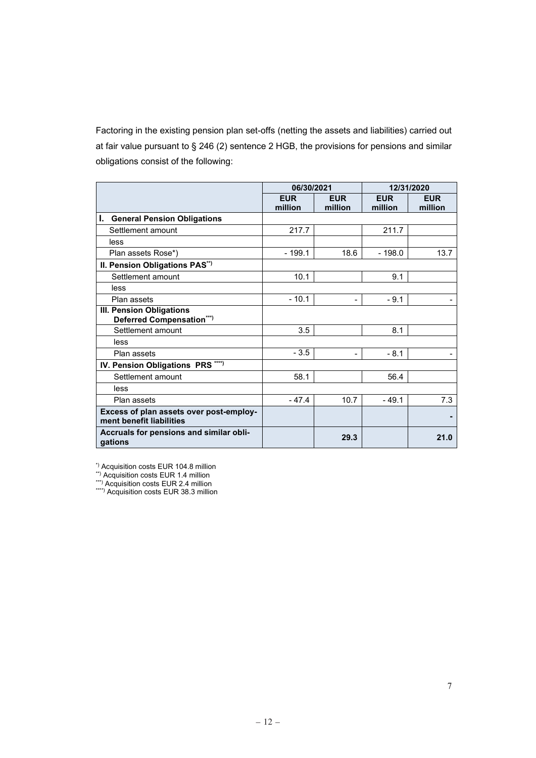Factoring in the existing pension plan set-offs (netting the assets and liabilities) carried out at fair value pursuant to § 246 (2) sentence 2 HGB, the provisions for pensions and similar obligations consist of the following:

| | 06/30/2021 | | 12/31/2020 | |
|---|---|---|---|---|
| | EUR million | EUR million | EUR million | EUR million |
| **I. General Pension Obligations** | | | | |
| Settlement amount | 217.7 | | 211.7 | |
| less | | | | |
| Plan assets Rose*) | - 199.1 | 18.6 | - 198.0 | 13.7 |
| **II. Pension Obligations PAS\*\*)** | | | | |
| Settlement amount | 10.1 | | 9.1 | |
| less | | | | |
| Plan assets | - 10.1 | - | - 9.1 | - |
| **III. Pension Obligations Deferred Compensation\*\*\*)** | | | | |
| Settlement amount | 3.5 | | 8.1 | |
| less | | | | |
| Plan assets | - 3.5 | - | - 8.1 | - |
| **IV. Pension Obligations PRS \*\*\*\*)** | | | | |
| Settlement amount | 58.1 | | 56.4 | |
| less | | | | |
| Plan assets | - 47.4 | 10.7 | - 49.1 | 7.3 |
| **Excess of plan assets over post-employment benefit liabilities** | | | | **-** |
| **Accruals for pensions and similar obligations** | | **29.3** | | **21.0** |

*) Acquisition costs EUR 104.8 million
**) Acquisition costs EUR 1.4 million
***) Acquisition costs EUR 2.4 million
****) Acquisition costs EUR 38.3 million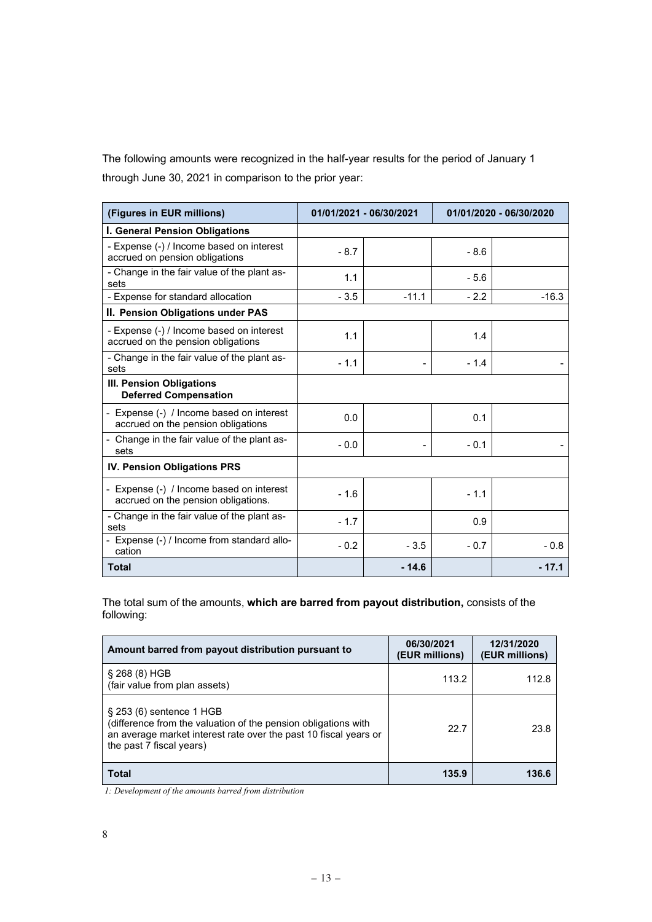The following amounts were recognized in the half-year results for the period of January 1 through June 30, 2021 in comparison to the prior year:

| (Figures in EUR millions) | 01/01/2021 - 06/30/2021 | | 01/01/2020 - 06/30/2020 | |
|---|---|---|---|---|
| **I. General Pension Obligations** | | | | |
| - Expense (-) / Income based on interest accrued on pension obligations | - 8.7 | | - 8.6 | |
| - Change in the fair value of the plant assets | 1.1 | | - 5.6 | |
| - Expense for standard allocation | - 3.5 | -11.1 | - 2.2 | -16.3 |
| **II. Pension Obligations under PAS** | | | | |
| - Expense (-) / Income based on interest accrued on the pension obligations | 1.1 | | 1.4 | |
| - Change in the fair value of the plant assets | - 1.1 | - | - 1.4 | - |
| **III. Pension Obligations Deferred Compensation** | | | | |
| - Expense (-) / Income based on interest accrued on the pension obligations | 0.0 | | 0.1 | |
| - Change in the fair value of the plant assets | - 0.0 | - | - 0.1 | - |
| **IV. Pension Obligations PRS** | | | | |
| - Expense (-) / Income based on interest accrued on the pension obligations. | - 1.6 | | - 1.1 | |
| - Change in the fair value of the plant assets | - 1.7 | | 0.9 | |
| - Expense (-) / Income from standard allocation | - 0.2 | - 3.5 | - 0.7 | - 0.8 |
| **Total** | | **- 14.6** | | **- 17.1** |

The total sum of the amounts, **which are barred from payout distribution,** consists of the following:

| Amount barred from payout distribution pursuant to | 06/30/2021 (EUR millions) | 12/31/2020 (EUR millions) |
|---|---|---|
| § 268 (8) HGB (fair value from plan assets) | 113.2 | 112.8 |
| § 253 (6) sentence 1 HGB (difference from the valuation of the pension obligations with an average market interest rate over the past 10 fiscal years or the past 7 fiscal years) | 22.7 | 23.8 |
| **Total** | **135.9** | **136.6** |

*1: Development of the amounts barred from distribution*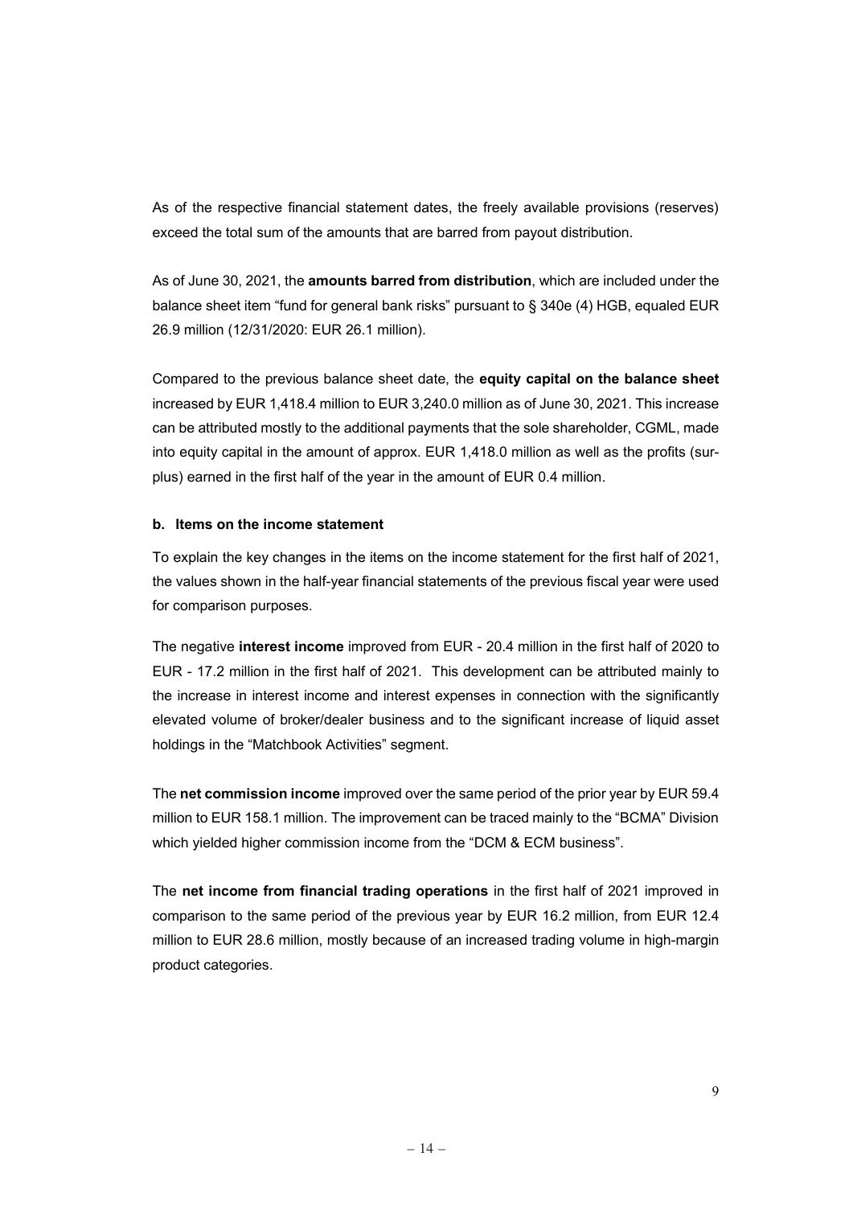As of the respective financial statement dates, the freely available provisions (reserves) exceed the total sum of the amounts that are barred from payout distribution.

As of June 30, 2021, the **amounts barred from distribution**, which are included under the balance sheet item "fund for general bank risks" pursuant to § 340e (4) HGB, equaled EUR 26.9 million (12/31/2020: EUR 26.1 million).

Compared to the previous balance sheet date, the **equity capital on the balance sheet** increased by EUR 1,418.4 million to EUR 3,240.0 million as of June 30, 2021. This increase can be attributed mostly to the additional payments that the sole shareholder, CGML, made into equity capital in the amount of approx. EUR 1,418.0 million as well as the profits (surplus) earned in the first half of the year in the amount of EUR 0.4 million.

**b. Items on the income statement**

To explain the key changes in the items on the income statement for the first half of 2021, the values shown in the half-year financial statements of the previous fiscal year were used for comparison purposes.

The negative **interest income** improved from EUR - 20.4 million in the first half of 2020 to EUR - 17.2 million in the first half of 2021. This development can be attributed mainly to the increase in interest income and interest expenses in connection with the significantly elevated volume of broker/dealer business and to the significant increase of liquid asset holdings in the "Matchbook Activities" segment.

The **net commission income** improved over the same period of the prior year by EUR 59.4 million to EUR 158.1 million. The improvement can be traced mainly to the "BCMA" Division which yielded higher commission income from the "DCM & ECM business".

The **net income from financial trading operations** in the first half of 2021 improved in comparison to the same period of the previous year by EUR 16.2 million, from EUR 12.4 million to EUR 28.6 million, mostly because of an increased trading volume in high-margin product categories.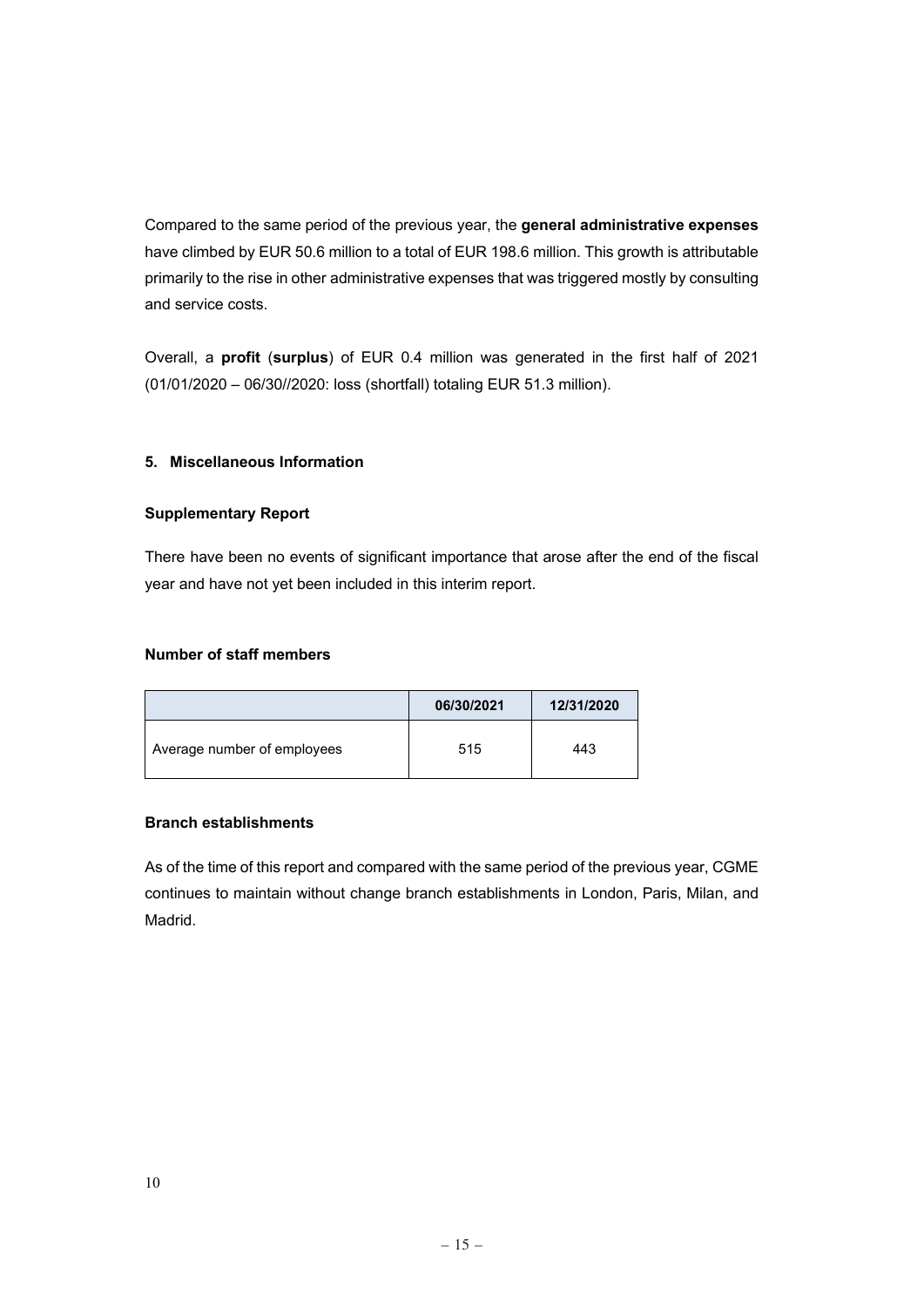Compared to the same period of the previous year, the **general administrative expenses** have climbed by EUR 50.6 million to a total of EUR 198.6 million. This growth is attributable primarily to the rise in other administrative expenses that was triggered mostly by consulting and service costs.

Overall, a **profit** (**surplus**) of EUR 0.4 million was generated in the first half of 2021 (01/01/2020 – 06/30//2020: loss (shortfall) totaling EUR 51.3 million).

## 5. Miscellaneous Information

### Supplementary Report

There have been no events of significant importance that arose after the end of the fiscal year and have not yet been included in this interim report.

### Number of staff members

| | 06/30/2021 | 12/31/2020 |
|---|---|---|
| Average number of employees | 515 | 443 |

### Branch establishments

As of the time of this report and compared with the same period of the previous year, CGME continues to maintain without change branch establishments in London, Paris, Milan, and Madrid.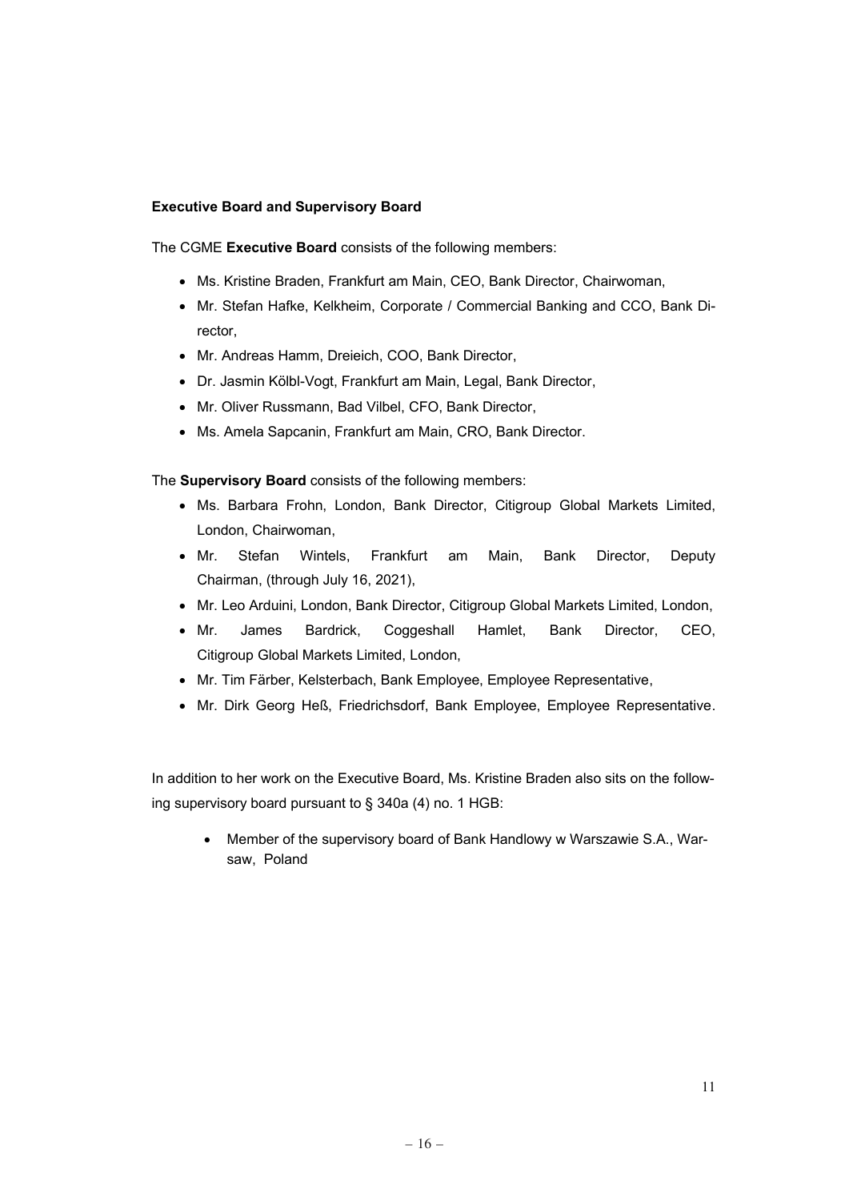**Executive Board and Supervisory Board**

The CGME **Executive Board** consists of the following members:

- Ms. Kristine Braden, Frankfurt am Main, CEO, Bank Director, Chairwoman,
- Mr. Stefan Hafke, Kelkheim, Corporate / Commercial Banking and CCO, Bank Director,
- Mr. Andreas Hamm, Dreieich, COO, Bank Director,
- Dr. Jasmin Kölbl-Vogt, Frankfurt am Main, Legal, Bank Director,
- Mr. Oliver Russmann, Bad Vilbel, CFO, Bank Director,
- Ms. Amela Sapcanin, Frankfurt am Main, CRO, Bank Director.

The **Supervisory Board** consists of the following members:

- Ms. Barbara Frohn, London, Bank Director, Citigroup Global Markets Limited, London, Chairwoman,
- Mr. Stefan Wintels, Frankfurt am Main, Bank Director, Deputy Chairman, (through July 16, 2021),
- Mr. Leo Arduini, London, Bank Director, Citigroup Global Markets Limited, London,
- Mr. James Bardrick, Coggeshall Hamlet, Bank Director, CEO, Citigroup Global Markets Limited, London,
- Mr. Tim Färber, Kelsterbach, Bank Employee, Employee Representative,
- Mr. Dirk Georg Heß, Friedrichsdorf, Bank Employee, Employee Representative.

In addition to her work on the Executive Board, Ms. Kristine Braden also sits on the following supervisory board pursuant to § 340a (4) no. 1 HGB:

- Member of the supervisory board of Bank Handlowy w Warszawie S.A., Warsaw, Poland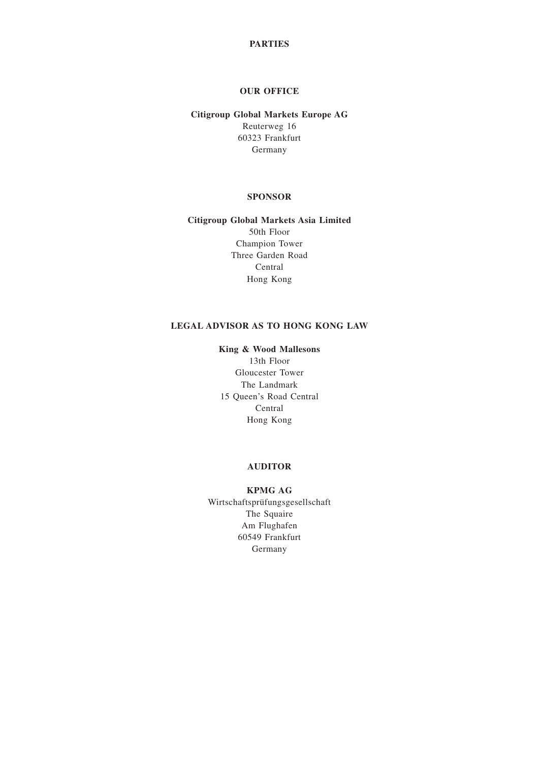# PARTIES

## OUR OFFICE

**Citigroup Global Markets Europe AG**
Reuterweg 16
60323 Frankfurt
Germany

## SPONSOR

**Citigroup Global Markets Asia Limited**
50th Floor
Champion Tower
Three Garden Road
Central
Hong Kong

## LEGAL ADVISOR AS TO HONG KONG LAW

**King & Wood Mallesons**
13th Floor
Gloucester Tower
The Landmark
15 Queen's Road Central
Central
Hong Kong

## AUDITOR

**KPMG AG**
Wirtschaftsprüfungsgesellschaft
The Squaire
Am Flughafen
60549 Frankfurt
Germany